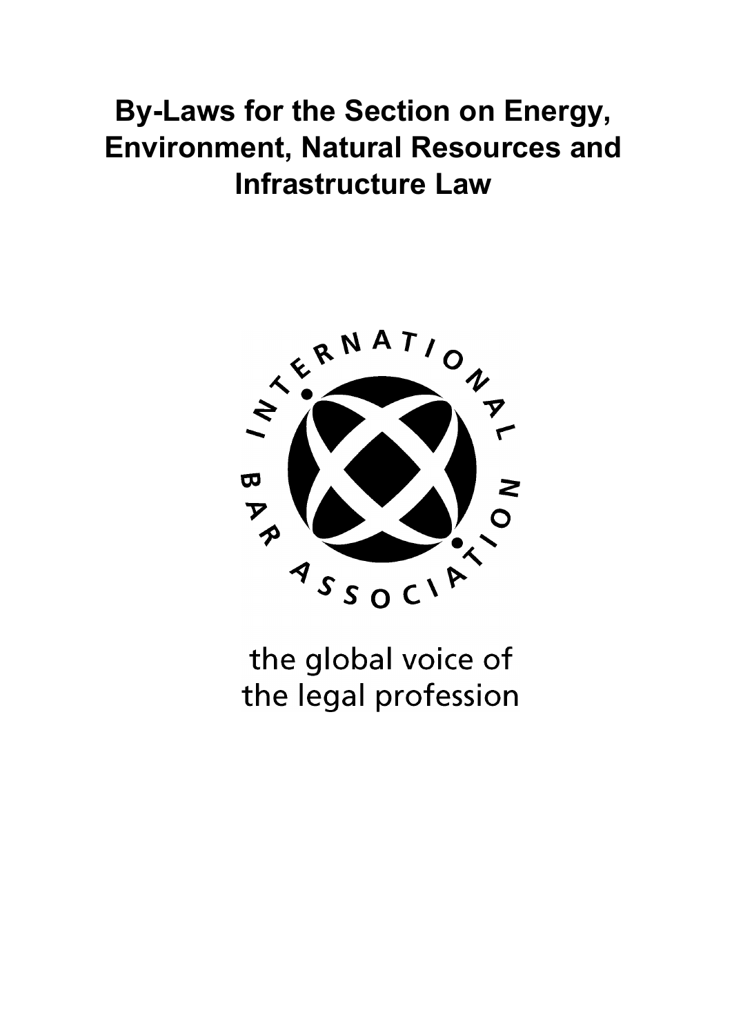# By-Laws for the Section on Energy, Environment, Natural Resources and Infrastructure Law

INTERNATIONAL BAR ASSOCIATION

the global voice of the legal profession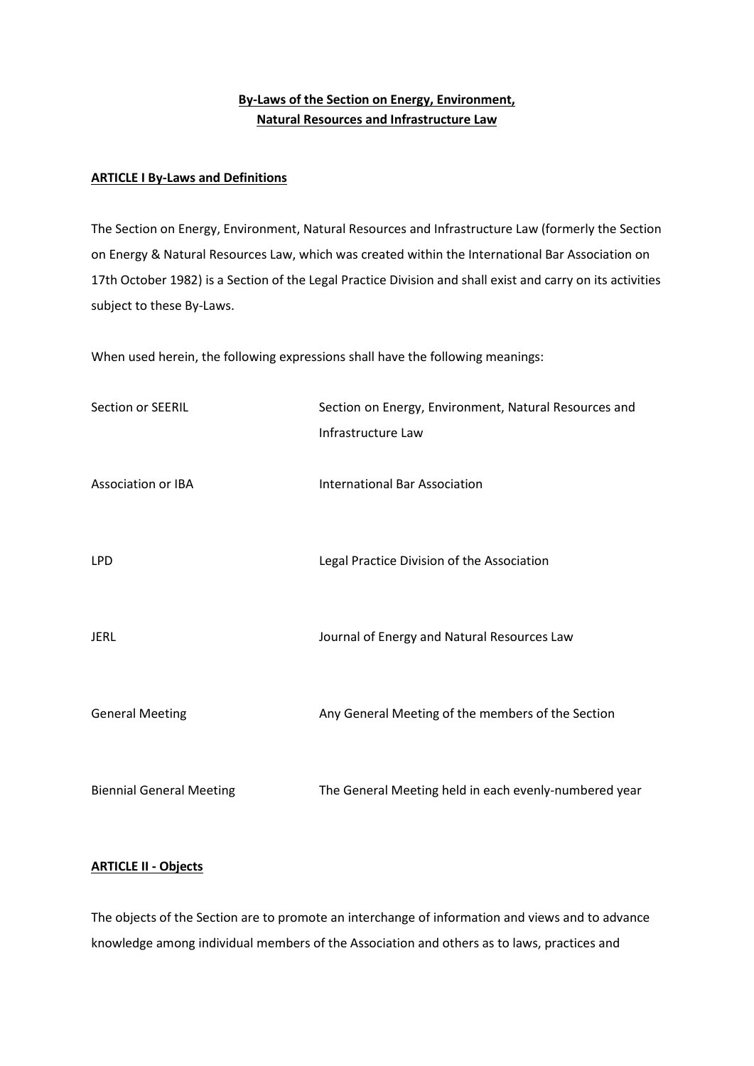**By-Laws of the Section on Energy, Environment, Natural Resources and Infrastructure Law**

**ARTICLE I By-Laws and Definitions**

The Section on Energy, Environment, Natural Resources and Infrastructure Law (formerly the Section on Energy & Natural Resources Law, which was created within the International Bar Association on 17th October 1982) is a Section of the Legal Practice Division and shall exist and carry on its activities subject to these By-Laws.

When used herein, the following expressions shall have the following meanings:

| | |
|---|---|
| Section or SEERIL | Section on Energy, Environment, Natural Resources and Infrastructure Law |
| Association or IBA | International Bar Association |
| LPD | Legal Practice Division of the Association |
| JERL | Journal of Energy and Natural Resources Law |
| General Meeting | Any General Meeting of the members of the Section |
| Biennial General Meeting | The General Meeting held in each evenly-numbered year |

**ARTICLE II - Objects**

The objects of the Section are to promote an interchange of information and views and to advance knowledge among individual members of the Association and others as to laws, practices and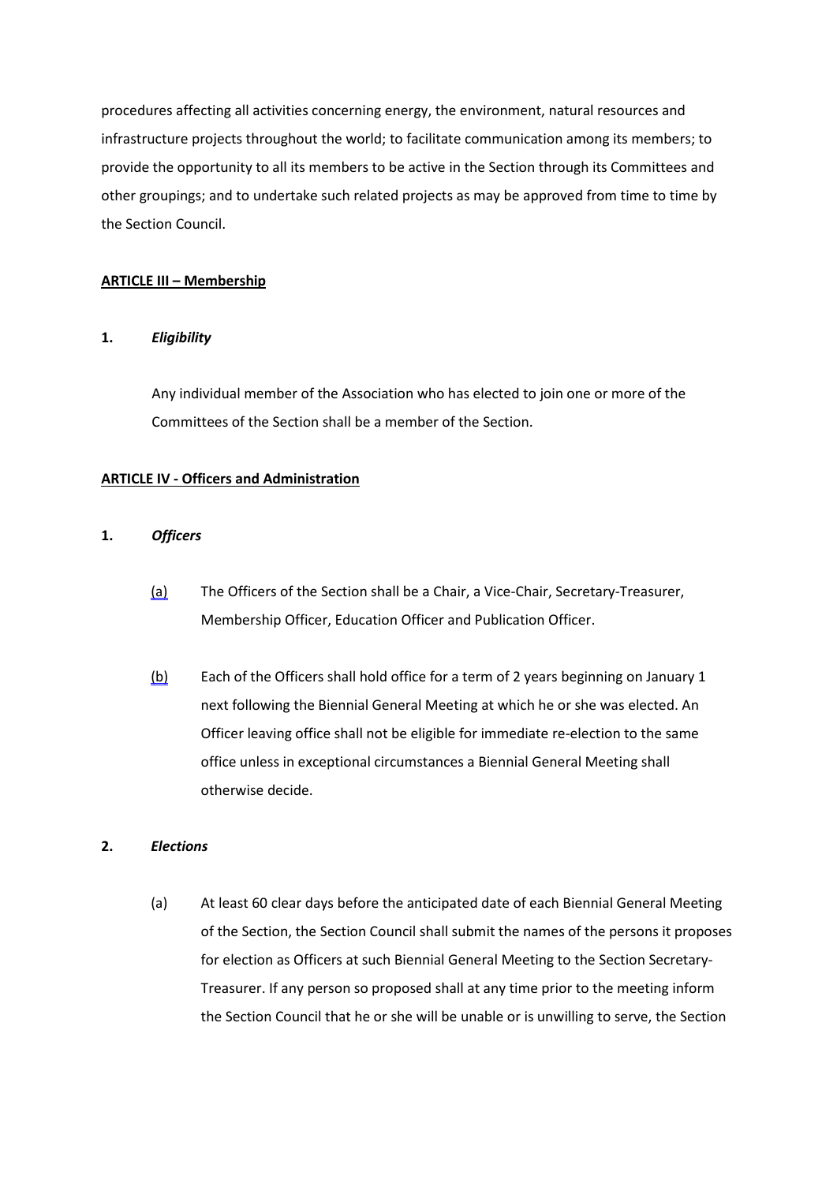procedures affecting all activities concerning energy, the environment, natural resources and infrastructure projects throughout the world; to facilitate communication among its members; to provide the opportunity to all its members to be active in the Section through its Committees and other groupings; and to undertake such related projects as may be approved from time to time by the Section Council.

**ARTICLE III – Membership**

**1.** ***Eligibility***

Any individual member of the Association who has elected to join one or more of the Committees of the Section shall be a member of the Section.

**ARTICLE IV - Officers and Administration**

**1.** ***Officers***

(a) The Officers of the Section shall be a Chair, a Vice-Chair, Secretary-Treasurer, Membership Officer, Education Officer and Publication Officer.

(b) Each of the Officers shall hold office for a term of 2 years beginning on January 1 next following the Biennial General Meeting at which he or she was elected. An Officer leaving office shall not be eligible for immediate re-election to the same office unless in exceptional circumstances a Biennial General Meeting shall otherwise decide.

**2.** ***Elections***

(a) At least 60 clear days before the anticipated date of each Biennial General Meeting of the Section, the Section Council shall submit the names of the persons it proposes for election as Officers at such Biennial General Meeting to the Section Secretary-Treasurer. If any person so proposed shall at any time prior to the meeting inform the Section Council that he or she will be unable or is unwilling to serve, the Section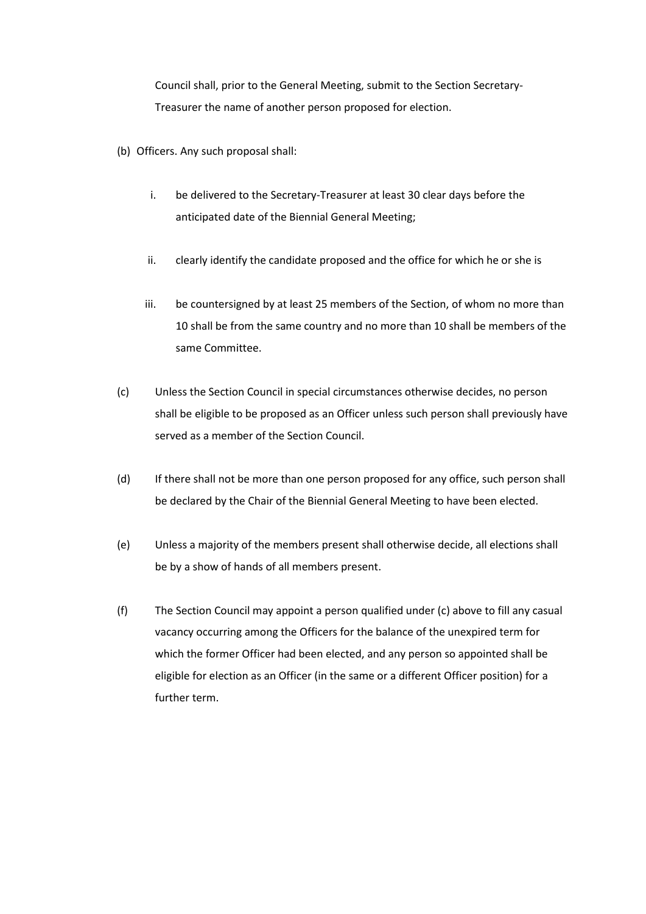Council shall, prior to the General Meeting, submit to the Section Secretary-Treasurer the name of another person proposed for election.

(b) Officers. Any such proposal shall:

i. be delivered to the Secretary-Treasurer at least 30 clear days before the anticipated date of the Biennial General Meeting;

ii. clearly identify the candidate proposed and the office for which he or she is

iii. be countersigned by at least 25 members of the Section, of whom no more than 10 shall be from the same country and no more than 10 shall be members of the same Committee.

(c) Unless the Section Council in special circumstances otherwise decides, no person shall be eligible to be proposed as an Officer unless such person shall previously have served as a member of the Section Council.

(d) If there shall not be more than one person proposed for any office, such person shall be declared by the Chair of the Biennial General Meeting to have been elected.

(e) Unless a majority of the members present shall otherwise decide, all elections shall be by a show of hands of all members present.

(f) The Section Council may appoint a person qualified under (c) above to fill any casual vacancy occurring among the Officers for the balance of the unexpired term for which the former Officer had been elected, and any person so appointed shall be eligible for election as an Officer (in the same or a different Officer position) for a further term.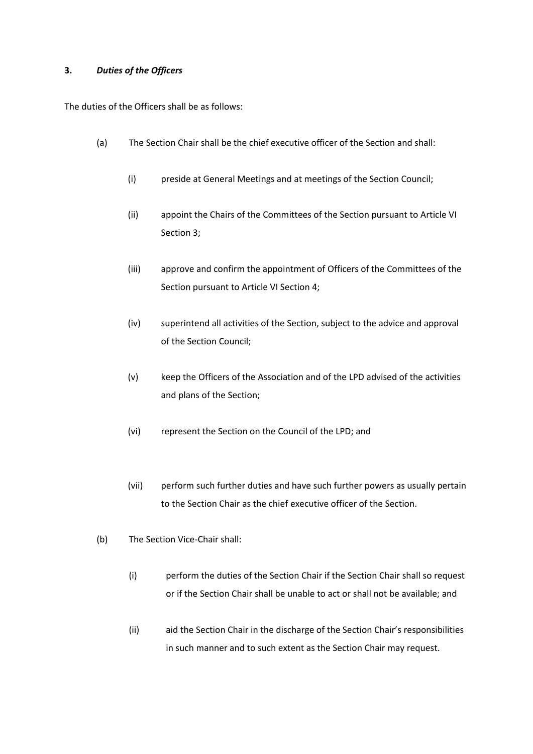**3.** ***Duties of the Officers***

The duties of the Officers shall be as follows:

(a) The Section Chair shall be the chief executive officer of the Section and shall:

- (i) preside at General Meetings and at meetings of the Section Council;
- (ii) appoint the Chairs of the Committees of the Section pursuant to Article VI Section 3;
- (iii) approve and confirm the appointment of Officers of the Committees of the Section pursuant to Article VI Section 4;
- (iv) superintend all activities of the Section, subject to the advice and approval of the Section Council;
- (v) keep the Officers of the Association and of the LPD advised of the activities and plans of the Section;
- (vi) represent the Section on the Council of the LPD; and
- (vii) perform such further duties and have such further powers as usually pertain to the Section Chair as the chief executive officer of the Section.

(b) The Section Vice-Chair shall:

- (i) perform the duties of the Section Chair if the Section Chair shall so request or if the Section Chair shall be unable to act or shall not be available; and
- (ii) aid the Section Chair in the discharge of the Section Chair's responsibilities in such manner and to such extent as the Section Chair may request.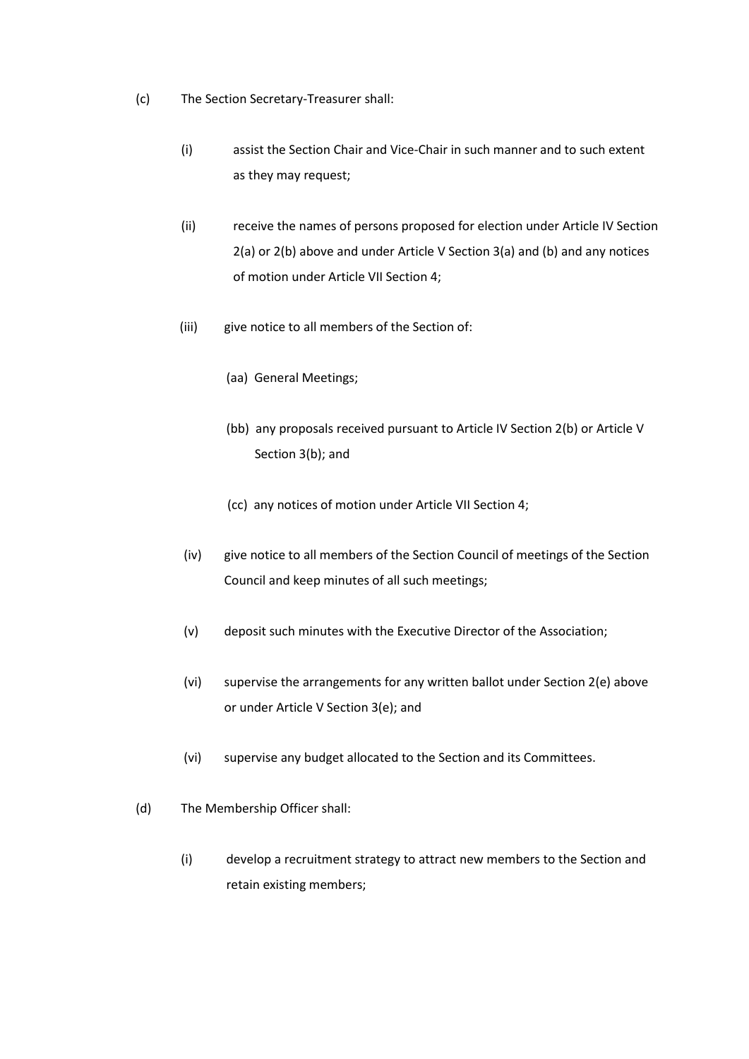(c) The Section Secretary-Treasurer shall:

(i) assist the Section Chair and Vice-Chair in such manner and to such extent as they may request;

(ii) receive the names of persons proposed for election under Article IV Section 2(a) or 2(b) above and under Article V Section 3(a) and (b) and any notices of motion under Article VII Section 4;

(iii) give notice to all members of the Section of:

(aa) General Meetings;

(bb) any proposals received pursuant to Article IV Section 2(b) or Article V Section 3(b); and

(cc) any notices of motion under Article VII Section 4;

(iv) give notice to all members of the Section Council of meetings of the Section Council and keep minutes of all such meetings;

(v) deposit such minutes with the Executive Director of the Association;

(vi) supervise the arrangements for any written ballot under Section 2(e) above or under Article V Section 3(e); and

(vi) supervise any budget allocated to the Section and its Committees.

(d) The Membership Officer shall:

(i) develop a recruitment strategy to attract new members to the Section and retain existing members;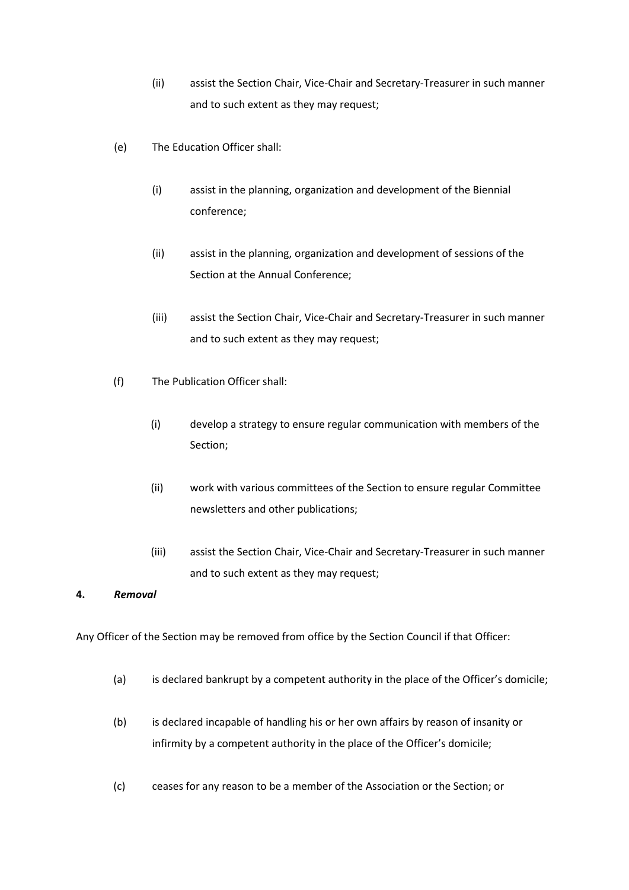(ii) assist the Section Chair, Vice-Chair and Secretary-Treasurer in such manner and to such extent as they may request;

(e) The Education Officer shall:

(i) assist in the planning, organization and development of the Biennial conference;

(ii) assist in the planning, organization and development of sessions of the Section at the Annual Conference;

(iii) assist the Section Chair, Vice-Chair and Secretary-Treasurer in such manner and to such extent as they may request;

(f) The Publication Officer shall:

(i) develop a strategy to ensure regular communication with members of the Section;

(ii) work with various committees of the Section to ensure regular Committee newsletters and other publications;

(iii) assist the Section Chair, Vice-Chair and Secretary-Treasurer in such manner and to such extent as they may request;

**4. *Removal***

Any Officer of the Section may be removed from office by the Section Council if that Officer:

(a) is declared bankrupt by a competent authority in the place of the Officer's domicile;

(b) is declared incapable of handling his or her own affairs by reason of insanity or infirmity by a competent authority in the place of the Officer's domicile;

(c) ceases for any reason to be a member of the Association or the Section; or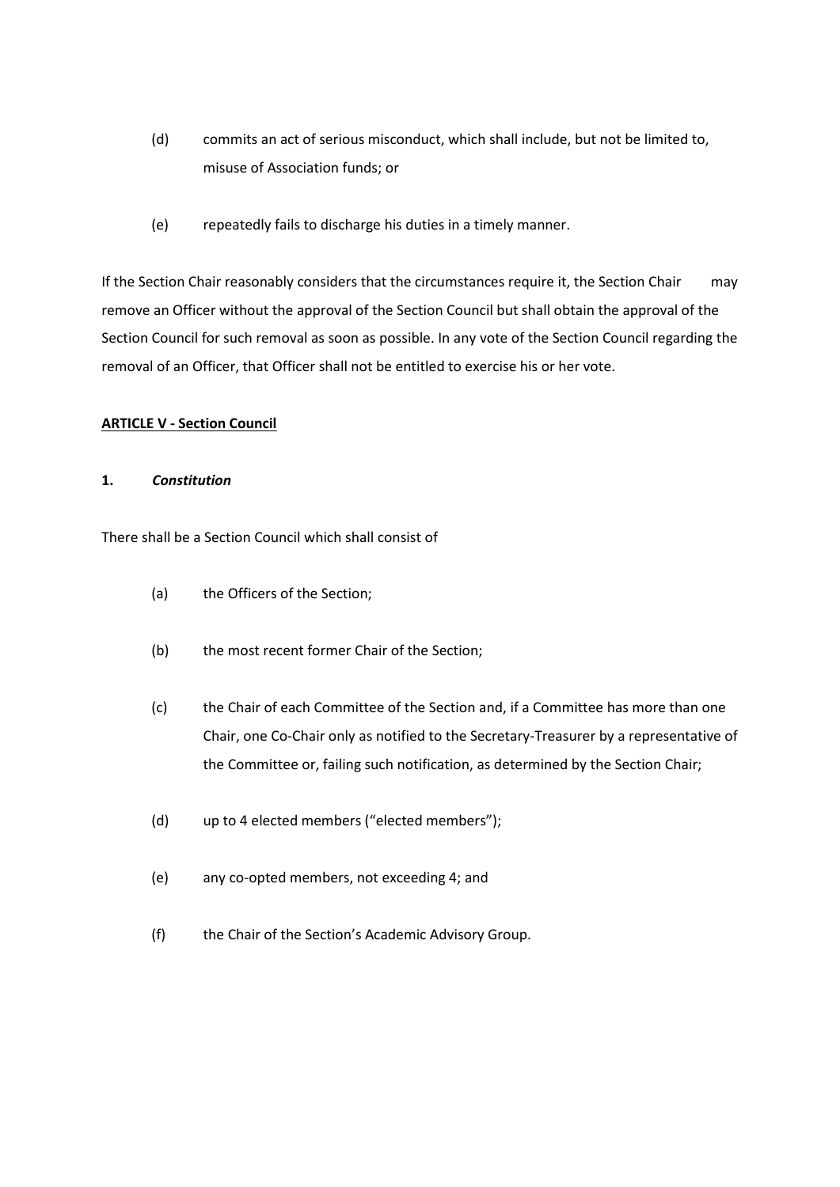(d) commits an act of serious misconduct, which shall include, but not be limited to, misuse of Association funds; or

(e) repeatedly fails to discharge his duties in a timely manner.

If the Section Chair reasonably considers that the circumstances require it, the Section Chair may remove an Officer without the approval of the Section Council but shall obtain the approval of the Section Council for such removal as soon as possible. In any vote of the Section Council regarding the removal of an Officer, that Officer shall not be entitled to exercise his or her vote.

**ARTICLE V - Section Council**

**1. *Constitution***

There shall be a Section Council which shall consist of

(a) the Officers of the Section;

(b) the most recent former Chair of the Section;

(c) the Chair of each Committee of the Section and, if a Committee has more than one Chair, one Co-Chair only as notified to the Secretary-Treasurer by a representative of the Committee or, failing such notification, as determined by the Section Chair;

(d) up to 4 elected members ("elected members");

(e) any co-opted members, not exceeding 4; and

(f) the Chair of the Section's Academic Advisory Group.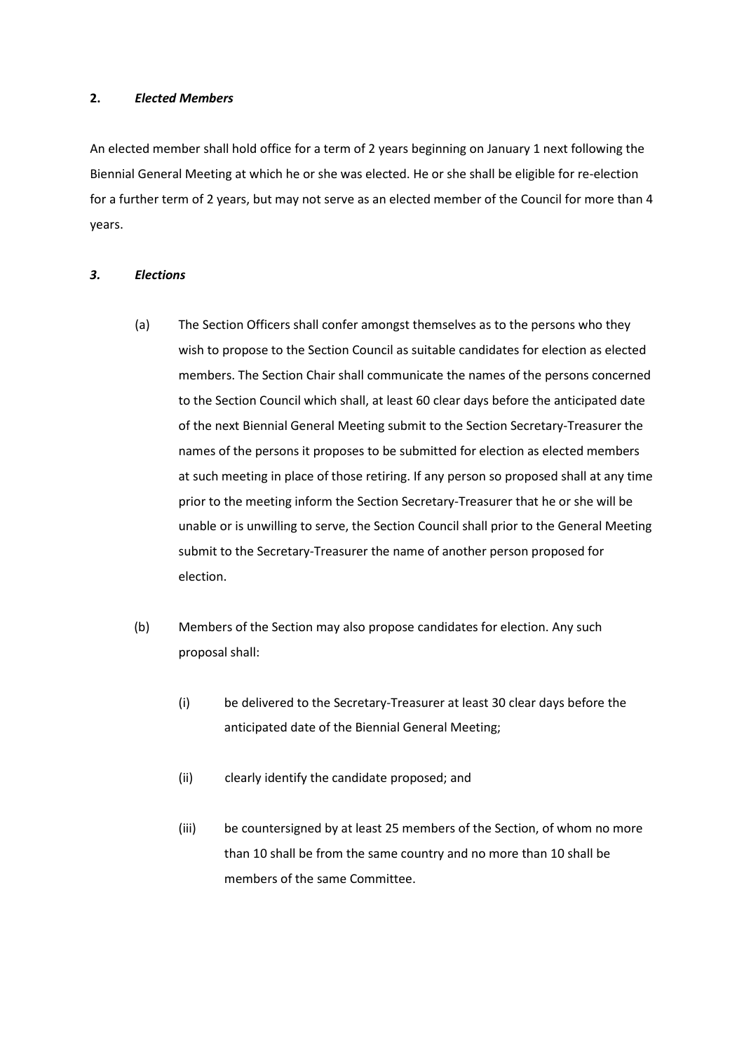**2. *Elected Members***

An elected member shall hold office for a term of 2 years beginning on January 1 next following the Biennial General Meeting at which he or she was elected. He or she shall be eligible for re-election for a further term of 2 years, but may not serve as an elected member of the Council for more than 4 years.

***3. Elections***

(a) The Section Officers shall confer amongst themselves as to the persons who they wish to propose to the Section Council as suitable candidates for election as elected members. The Section Chair shall communicate the names of the persons concerned to the Section Council which shall, at least 60 clear days before the anticipated date of the next Biennial General Meeting submit to the Section Secretary-Treasurer the names of the persons it proposes to be submitted for election as elected members at such meeting in place of those retiring. If any person so proposed shall at any time prior to the meeting inform the Section Secretary-Treasurer that he or she will be unable or is unwilling to serve, the Section Council shall prior to the General Meeting submit to the Secretary-Treasurer the name of another person proposed for election.

(b) Members of the Section may also propose candidates for election. Any such proposal shall:

(i) be delivered to the Secretary-Treasurer at least 30 clear days before the anticipated date of the Biennial General Meeting;

(ii) clearly identify the candidate proposed; and

(iii) be countersigned by at least 25 members of the Section, of whom no more than 10 shall be from the same country and no more than 10 shall be members of the same Committee.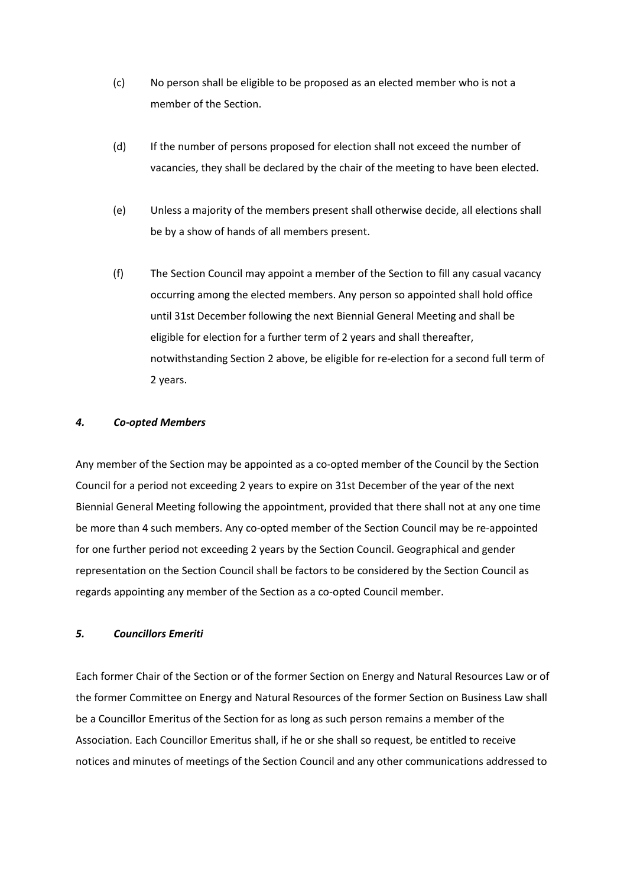(c) No person shall be eligible to be proposed as an elected member who is not a member of the Section.

(d) If the number of persons proposed for election shall not exceed the number of vacancies, they shall be declared by the chair of the meeting to have been elected.

(e) Unless a majority of the members present shall otherwise decide, all elections shall be by a show of hands of all members present.

(f) The Section Council may appoint a member of the Section to fill any casual vacancy occurring among the elected members. Any person so appointed shall hold office until 31st December following the next Biennial General Meeting and shall be eligible for election for a further term of 2 years and shall thereafter, notwithstanding Section 2 above, be eligible for re-election for a second full term of 2 years.

### *4. Co-opted Members*

Any member of the Section may be appointed as a co-opted member of the Council by the Section Council for a period not exceeding 2 years to expire on 31st December of the year of the next Biennial General Meeting following the appointment, provided that there shall not at any one time be more than 4 such members. Any co-opted member of the Section Council may be re-appointed for one further period not exceeding 2 years by the Section Council. Geographical and gender representation on the Section Council shall be factors to be considered by the Section Council as regards appointing any member of the Section as a co-opted Council member.

### *5. Councillors Emeriti*

Each former Chair of the Section or of the former Section on Energy and Natural Resources Law or of the former Committee on Energy and Natural Resources of the former Section on Business Law shall be a Councillor Emeritus of the Section for as long as such person remains a member of the Association. Each Councillor Emeritus shall, if he or she shall so request, be entitled to receive notices and minutes of meetings of the Section Council and any other communications addressed to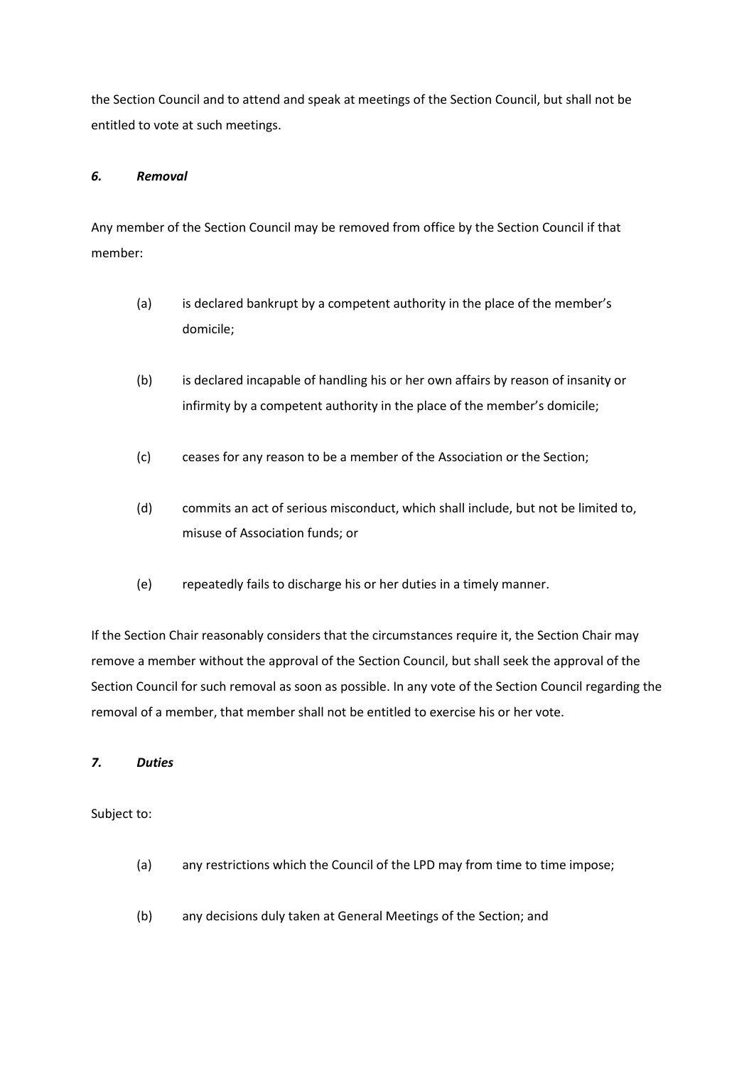the Section Council and to attend and speak at meetings of the Section Council, but shall not be entitled to vote at such meetings.

### *6. Removal*

Any member of the Section Council may be removed from office by the Section Council if that member:

(a) is declared bankrupt by a competent authority in the place of the member's domicile;

(b) is declared incapable of handling his or her own affairs by reason of insanity or infirmity by a competent authority in the place of the member's domicile;

(c) ceases for any reason to be a member of the Association or the Section;

(d) commits an act of serious misconduct, which shall include, but not be limited to, misuse of Association funds; or

(e) repeatedly fails to discharge his or her duties in a timely manner.

If the Section Chair reasonably considers that the circumstances require it, the Section Chair may remove a member without the approval of the Section Council, but shall seek the approval of the Section Council for such removal as soon as possible. In any vote of the Section Council regarding the removal of a member, that member shall not be entitled to exercise his or her vote.

### *7. Duties*

Subject to:

(a) any restrictions which the Council of the LPD may from time to time impose;

(b) any decisions duly taken at General Meetings of the Section; and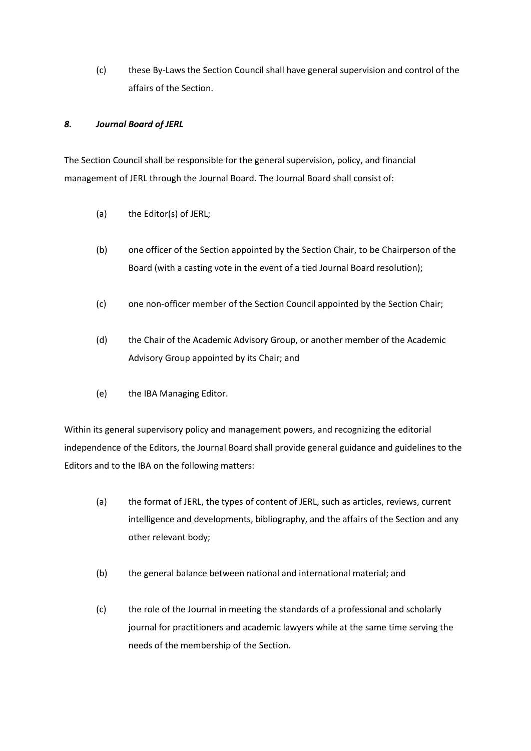(c) these By-Laws the Section Council shall have general supervision and control of the affairs of the Section.

### *8. Journal Board of JERL*

The Section Council shall be responsible for the general supervision, policy, and financial management of JERL through the Journal Board. The Journal Board shall consist of:

(a) the Editor(s) of JERL;

(b) one officer of the Section appointed by the Section Chair, to be Chairperson of the Board (with a casting vote in the event of a tied Journal Board resolution);

(c) one non-officer member of the Section Council appointed by the Section Chair;

(d) the Chair of the Academic Advisory Group, or another member of the Academic Advisory Group appointed by its Chair; and

(e) the IBA Managing Editor.

Within its general supervisory policy and management powers, and recognizing the editorial independence of the Editors, the Journal Board shall provide general guidance and guidelines to the Editors and to the IBA on the following matters:

(a) the format of JERL, the types of content of JERL, such as articles, reviews, current intelligence and developments, bibliography, and the affairs of the Section and any other relevant body;

(b) the general balance between national and international material; and

(c) the role of the Journal in meeting the standards of a professional and scholarly journal for practitioners and academic lawyers while at the same time serving the needs of the membership of the Section.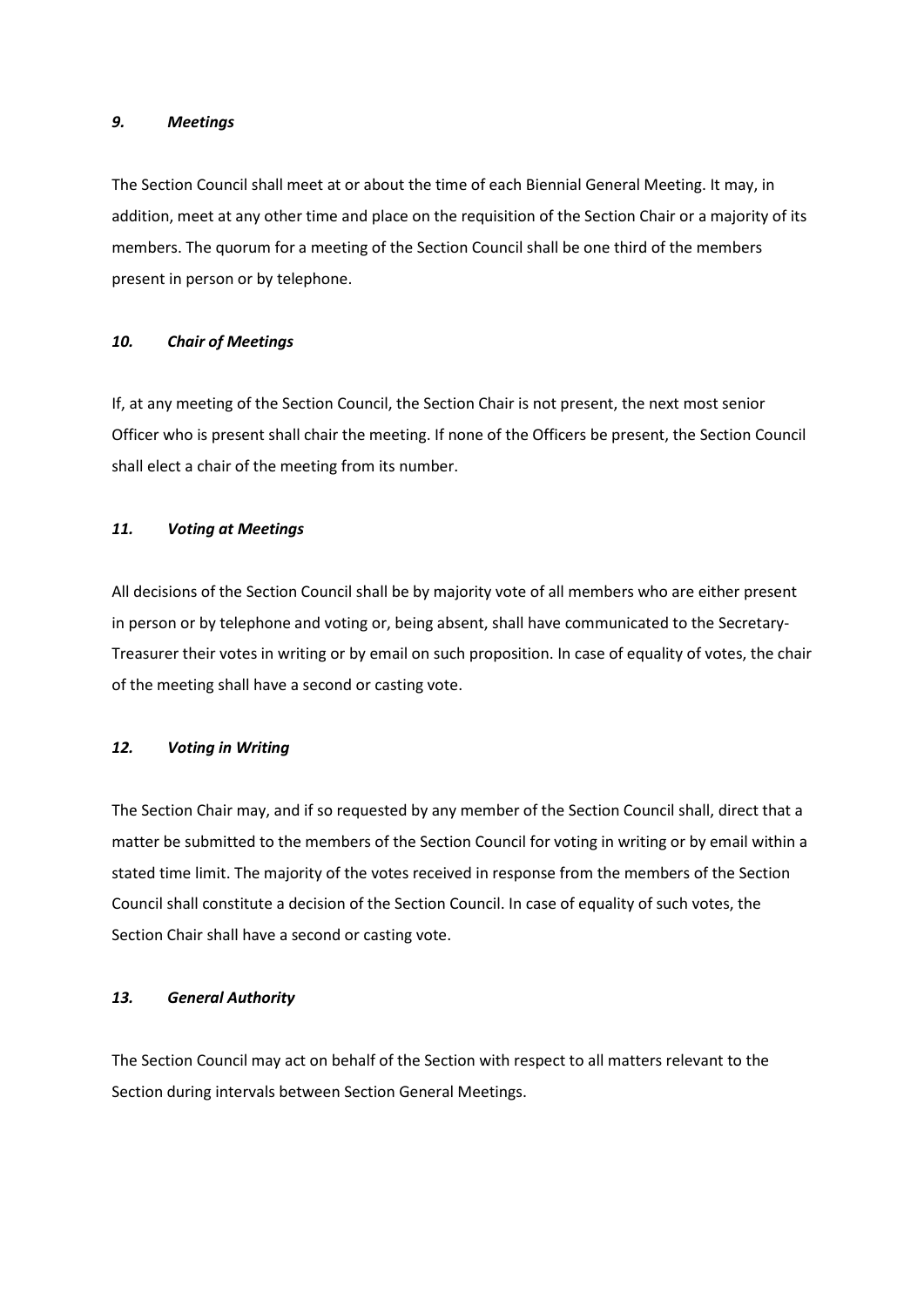### *9. Meetings*

The Section Council shall meet at or about the time of each Biennial General Meeting. It may, in addition, meet at any other time and place on the requisition of the Section Chair or a majority of its members. The quorum for a meeting of the Section Council shall be one third of the members present in person or by telephone.

### *10. Chair of Meetings*

If, at any meeting of the Section Council, the Section Chair is not present, the next most senior Officer who is present shall chair the meeting. If none of the Officers be present, the Section Council shall elect a chair of the meeting from its number.

### *11. Voting at Meetings*

All decisions of the Section Council shall be by majority vote of all members who are either present in person or by telephone and voting or, being absent, shall have communicated to the Secretary-Treasurer their votes in writing or by email on such proposition. In case of equality of votes, the chair of the meeting shall have a second or casting vote.

### *12. Voting in Writing*

The Section Chair may, and if so requested by any member of the Section Council shall, direct that a matter be submitted to the members of the Section Council for voting in writing or by email within a stated time limit. The majority of the votes received in response from the members of the Section Council shall constitute a decision of the Section Council. In case of equality of such votes, the Section Chair shall have a second or casting vote.

### *13. General Authority*

The Section Council may act on behalf of the Section with respect to all matters relevant to the Section during intervals between Section General Meetings.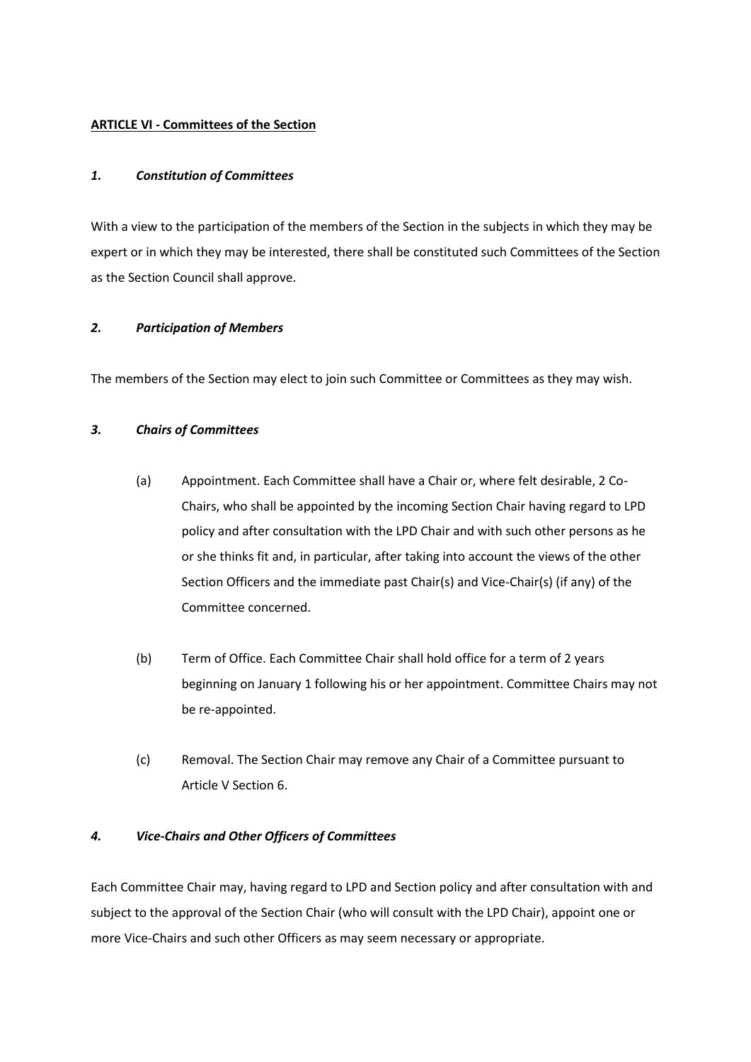**ARTICLE VI - Committees of the Section**

***1. Constitution of Committees***

With a view to the participation of the members of the Section in the subjects in which they may be expert or in which they may be interested, there shall be constituted such Committees of the Section as the Section Council shall approve.

***2. Participation of Members***

The members of the Section may elect to join such Committee or Committees as they may wish.

***3. Chairs of Committees***

(a) Appointment. Each Committee shall have a Chair or, where felt desirable, 2 Co-Chairs, who shall be appointed by the incoming Section Chair having regard to LPD policy and after consultation with the LPD Chair and with such other persons as he or she thinks fit and, in particular, after taking into account the views of the other Section Officers and the immediate past Chair(s) and Vice-Chair(s) (if any) of the Committee concerned.

(b) Term of Office. Each Committee Chair shall hold office for a term of 2 years beginning on January 1 following his or her appointment. Committee Chairs may not be re-appointed.

(c) Removal. The Section Chair may remove any Chair of a Committee pursuant to Article V Section 6.

***4. Vice-Chairs and Other Officers of Committees***

Each Committee Chair may, having regard to LPD and Section policy and after consultation with and subject to the approval of the Section Chair (who will consult with the LPD Chair), appoint one or more Vice-Chairs and such other Officers as may seem necessary or appropriate.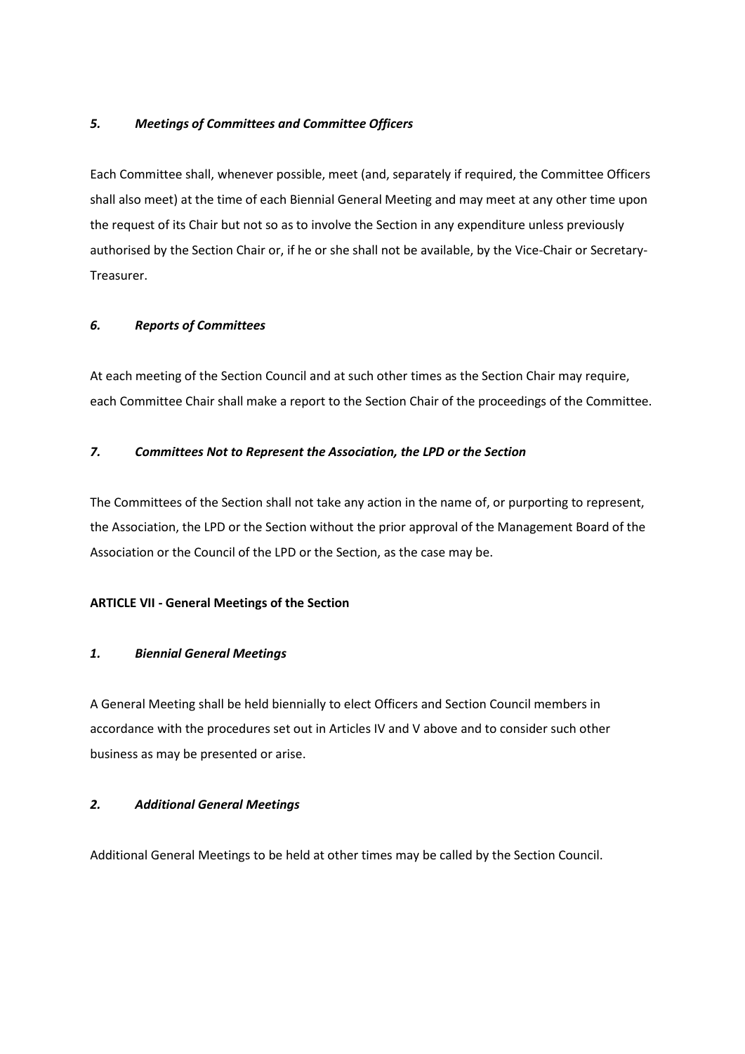### *5. Meetings of Committees and Committee Officers*

Each Committee shall, whenever possible, meet (and, separately if required, the Committee Officers shall also meet) at the time of each Biennial General Meeting and may meet at any other time upon the request of its Chair but not so as to involve the Section in any expenditure unless previously authorised by the Section Chair or, if he or she shall not be available, by the Vice-Chair or Secretary-Treasurer.

### *6. Reports of Committees*

At each meeting of the Section Council and at such other times as the Section Chair may require, each Committee Chair shall make a report to the Section Chair of the proceedings of the Committee.

### *7. Committees Not to Represent the Association, the LPD or the Section*

The Committees of the Section shall not take any action in the name of, or purporting to represent, the Association, the LPD or the Section without the prior approval of the Management Board of the Association or the Council of the LPD or the Section, as the case may be.

## ARTICLE VII - General Meetings of the Section

### *1. Biennial General Meetings*

A General Meeting shall be held biennially to elect Officers and Section Council members in accordance with the procedures set out in Articles IV and V above and to consider such other business as may be presented or arise.

### *2. Additional General Meetings*

Additional General Meetings to be held at other times may be called by the Section Council.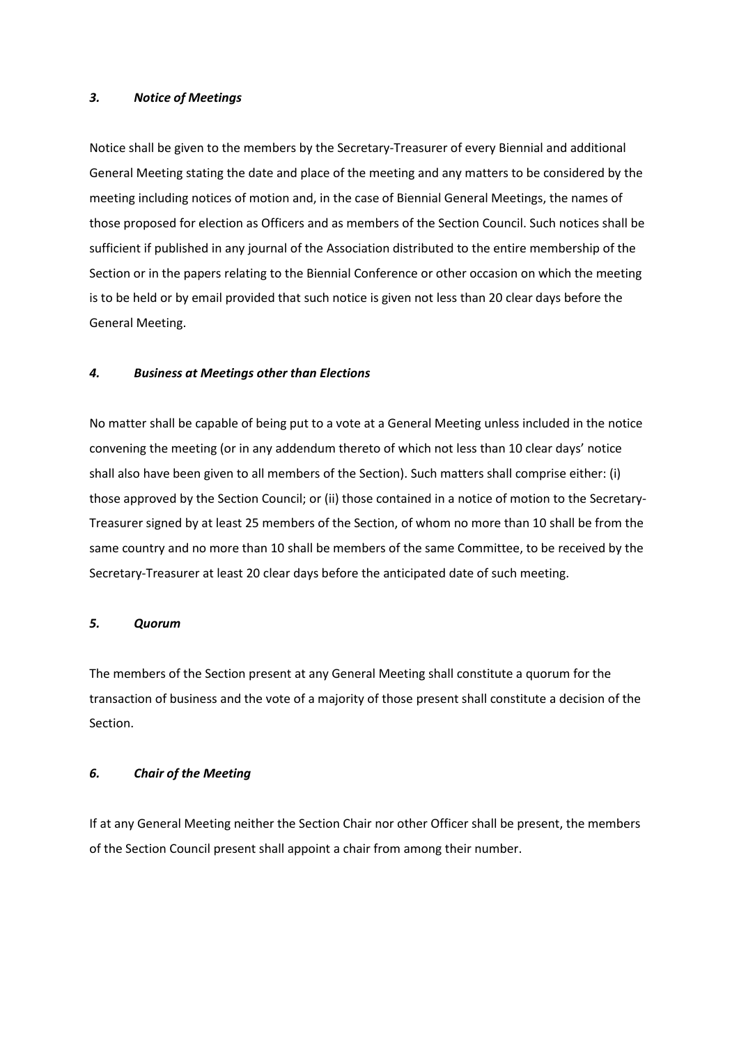### *3. Notice of Meetings*

Notice shall be given to the members by the Secretary-Treasurer of every Biennial and additional General Meeting stating the date and place of the meeting and any matters to be considered by the meeting including notices of motion and, in the case of Biennial General Meetings, the names of those proposed for election as Officers and as members of the Section Council. Such notices shall be sufficient if published in any journal of the Association distributed to the entire membership of the Section or in the papers relating to the Biennial Conference or other occasion on which the meeting is to be held or by email provided that such notice is given not less than 20 clear days before the General Meeting.

### *4. Business at Meetings other than Elections*

No matter shall be capable of being put to a vote at a General Meeting unless included in the notice convening the meeting (or in any addendum thereto of which not less than 10 clear days' notice shall also have been given to all members of the Section). Such matters shall comprise either: (i) those approved by the Section Council; or (ii) those contained in a notice of motion to the Secretary-Treasurer signed by at least 25 members of the Section, of whom no more than 10 shall be from the same country and no more than 10 shall be members of the same Committee, to be received by the Secretary-Treasurer at least 20 clear days before the anticipated date of such meeting.

### *5. Quorum*

The members of the Section present at any General Meeting shall constitute a quorum for the transaction of business and the vote of a majority of those present shall constitute a decision of the Section.

### *6. Chair of the Meeting*

If at any General Meeting neither the Section Chair nor other Officer shall be present, the members of the Section Council present shall appoint a chair from among their number.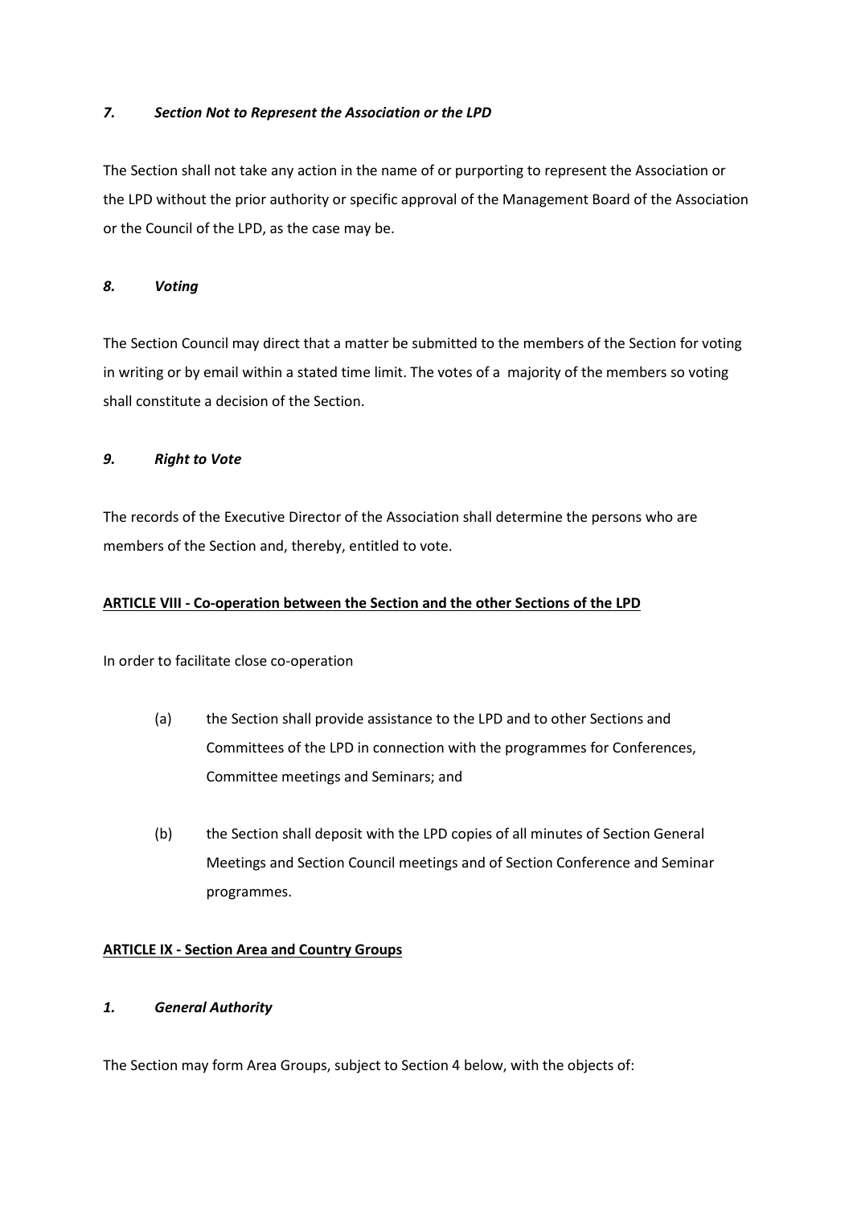### *7. Section Not to Represent the Association or the LPD*

The Section shall not take any action in the name of or purporting to represent the Association or the LPD without the prior authority or specific approval of the Management Board of the Association or the Council of the LPD, as the case may be.

### *8. Voting*

The Section Council may direct that a matter be submitted to the members of the Section for voting in writing or by email within a stated time limit. The votes of a majority of the members so voting shall constitute a decision of the Section.

### *9. Right to Vote*

The records of the Executive Director of the Association shall determine the persons who are members of the Section and, thereby, entitled to vote.

## ARTICLE VIII - Co-operation between the Section and the other Sections of the LPD

In order to facilitate close co-operation

(a) the Section shall provide assistance to the LPD and to other Sections and Committees of the LPD in connection with the programmes for Conferences, Committee meetings and Seminars; and

(b) the Section shall deposit with the LPD copies of all minutes of Section General Meetings and Section Council meetings and of Section Conference and Seminar programmes.

## ARTICLE IX - Section Area and Country Groups

### *1. General Authority*

The Section may form Area Groups, subject to Section 4 below, with the objects of: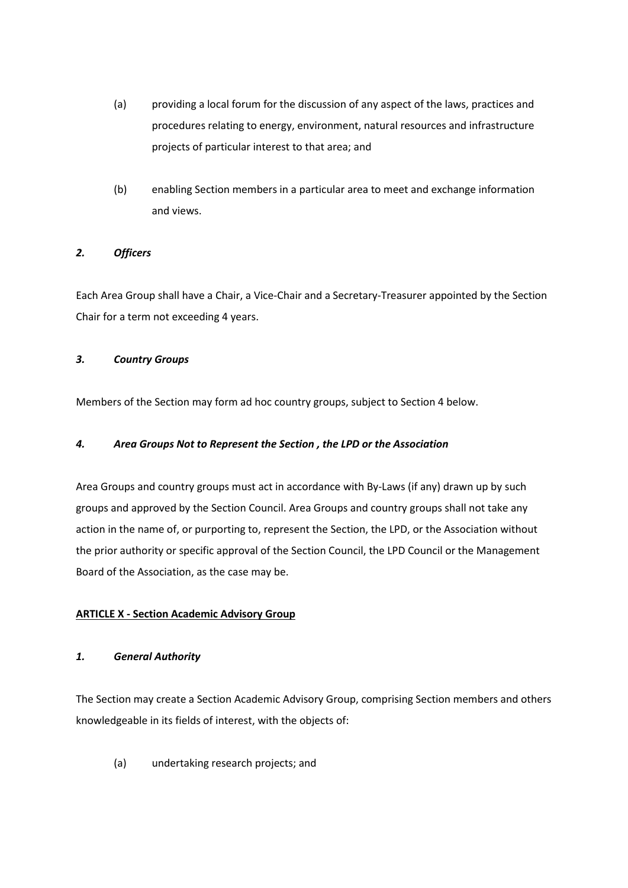(a) providing a local forum for the discussion of any aspect of the laws, practices and procedures relating to energy, environment, natural resources and infrastructure projects of particular interest to that area; and

(b) enabling Section members in a particular area to meet and exchange information and views.

***2. Officers***

Each Area Group shall have a Chair, a Vice-Chair and a Secretary-Treasurer appointed by the Section Chair for a term not exceeding 4 years.

***3. Country Groups***

Members of the Section may form ad hoc country groups, subject to Section 4 below.

***4. Area Groups Not to Represent the Section , the LPD or the Association***

Area Groups and country groups must act in accordance with By-Laws (if any) drawn up by such groups and approved by the Section Council. Area Groups and country groups shall not take any action in the name of, or purporting to, represent the Section, the LPD, or the Association without the prior authority or specific approval of the Section Council, the LPD Council or the Management Board of the Association, as the case may be.

**ARTICLE X - Section Academic Advisory Group**

***1. General Authority***

The Section may create a Section Academic Advisory Group, comprising Section members and others knowledgeable in its fields of interest, with the objects of:

(a) undertaking research projects; and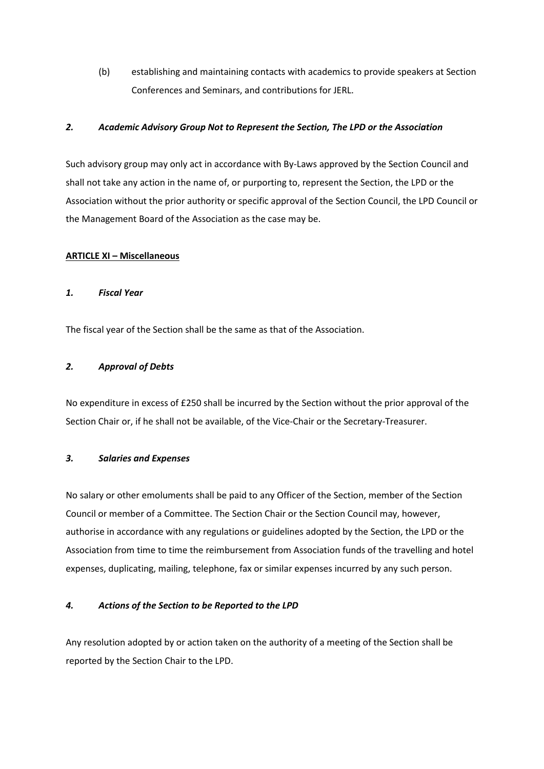(b) establishing and maintaining contacts with academics to provide speakers at Section Conferences and Seminars, and contributions for JERL.

### *2. Academic Advisory Group Not to Represent the Section, The LPD or the Association*

Such advisory group may only act in accordance with By-Laws approved by the Section Council and shall not take any action in the name of, or purporting to, represent the Section, the LPD or the Association without the prior authority or specific approval of the Section Council, the LPD Council or the Management Board of the Association as the case may be.

## **ARTICLE XI – Miscellaneous**

### *1. Fiscal Year*

The fiscal year of the Section shall be the same as that of the Association.

### *2. Approval of Debts*

No expenditure in excess of £250 shall be incurred by the Section without the prior approval of the Section Chair or, if he shall not be available, of the Vice-Chair or the Secretary-Treasurer.

### *3. Salaries and Expenses*

No salary or other emoluments shall be paid to any Officer of the Section, member of the Section Council or member of a Committee. The Section Chair or the Section Council may, however, authorise in accordance with any regulations or guidelines adopted by the Section, the LPD or the Association from time to time the reimbursement from Association funds of the travelling and hotel expenses, duplicating, mailing, telephone, fax or similar expenses incurred by any such person.

### *4. Actions of the Section to be Reported to the LPD*

Any resolution adopted by or action taken on the authority of a meeting of the Section shall be reported by the Section Chair to the LPD.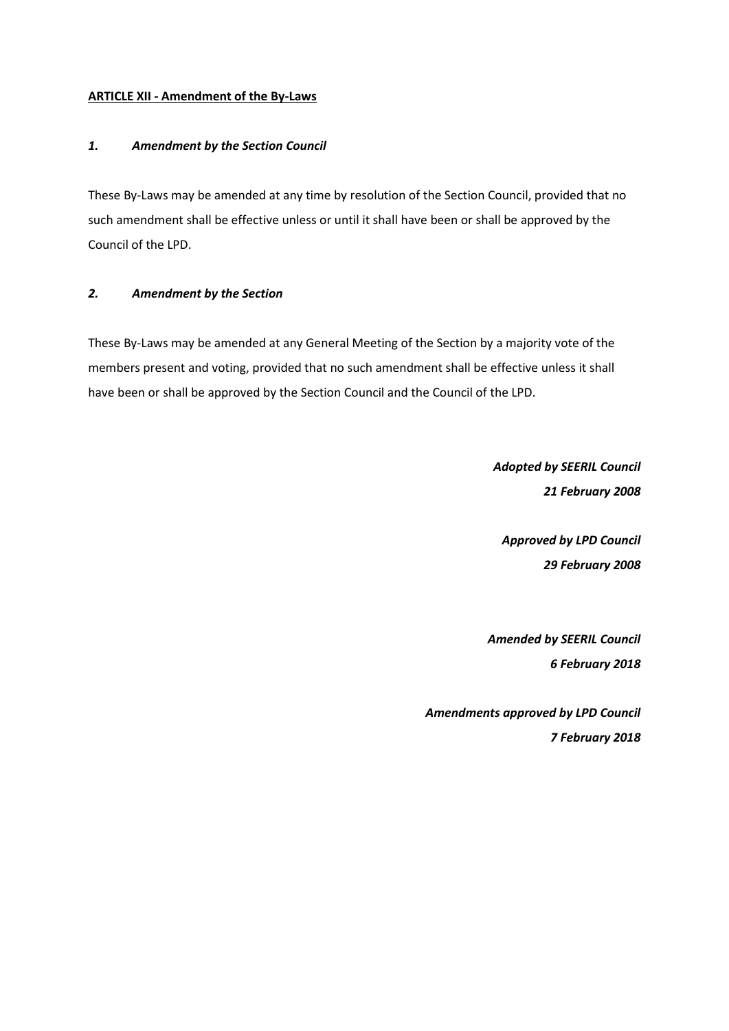## ARTICLE XII - Amendment of the By-Laws

### *1. Amendment by the Section Council*

These By-Laws may be amended at any time by resolution of the Section Council, provided that no such amendment shall be effective unless or until it shall have been or shall be approved by the Council of the LPD.

### *2. Amendment by the Section*

These By-Laws may be amended at any General Meeting of the Section by a majority vote of the members present and voting, provided that no such amendment shall be effective unless it shall have been or shall be approved by the Section Council and the Council of the LPD.

***Adopted by SEERIL Council***
***21 February 2008***

***Approved by LPD Council***
***29 February 2008***

***Amended by SEERIL Council***
***6 February 2018***

***Amendments approved by LPD Council***
***7 February 2018***